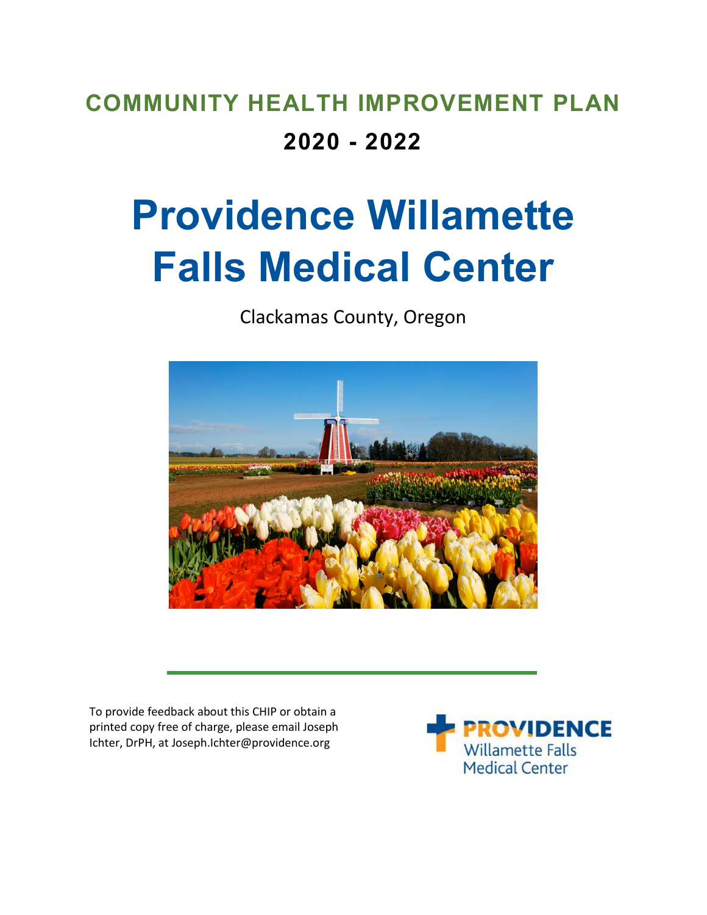# COMMUNITY HEALTH IMPROVEMENT PLAN

## 2020 - 2022

# Providence Willamette Falls Medical Center

Clackamas County, Oregon

To provide feedback about this CHIP or obtain a printed copy free of charge, please email Joseph Ichter, DrPH, at Joseph.Ichter@providence.org

PROVIDENCE Willamette Falls Medical Center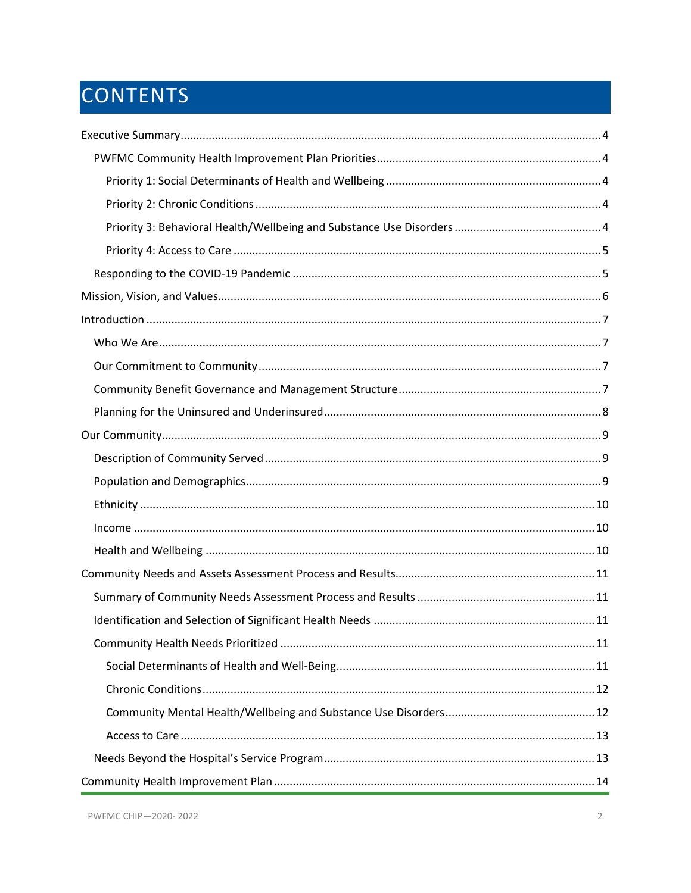# CONTENTS

- Executive Summary ... 4
  - PWFMC Community Health Improvement Plan Priorities ... 4
    - Priority 1: Social Determinants of Health and Wellbeing ... 4
    - Priority 2: Chronic Conditions ... 4
    - Priority 3: Behavioral Health/Wellbeing and Substance Use Disorders ... 4
    - Priority 4: Access to Care ... 5
  - Responding to the COVID-19 Pandemic ... 5
- Mission, Vision, and Values ... 6
- Introduction ... 7
  - Who We Are ... 7
  - Our Commitment to Community ... 7
  - Community Benefit Governance and Management Structure ... 7
  - Planning for the Uninsured and Underinsured ... 8
- Our Community ... 9
  - Description of Community Served ... 9
  - Population and Demographics ... 9
  - Ethnicity ... 10
  - Income ... 10
  - Health and Wellbeing ... 10
- Community Needs and Assets Assessment Process and Results ... 11
  - Summary of Community Needs Assessment Process and Results ... 11
  - Identification and Selection of Significant Health Needs ... 11
  - Community Health Needs Prioritized ... 11
    - Social Determinants of Health and Well-Being ... 11
    - Chronic Conditions ... 12
    - Community Mental Health/Wellbeing and Substance Use Disorders ... 12
    - Access to Care ... 13
  - Needs Beyond the Hospital's Service Program ... 13
- Community Health Improvement Plan ... 14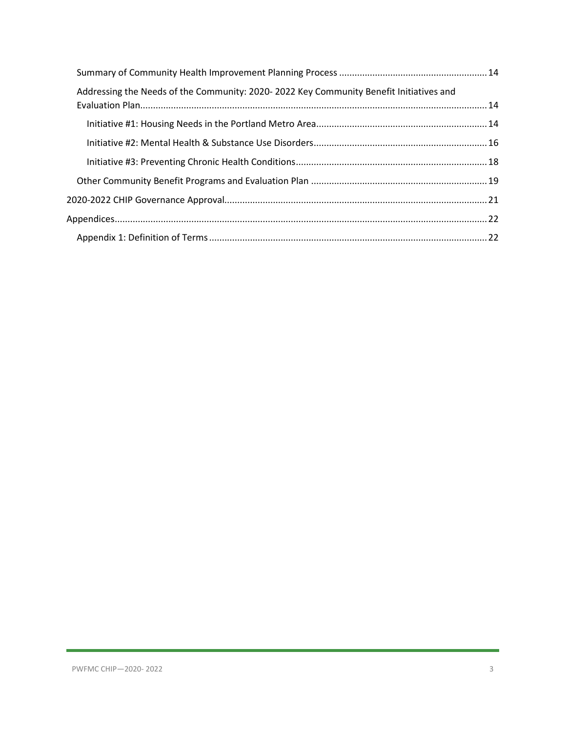- Summary of Community Health Improvement Planning Process ..... 14
- Addressing the Needs of the Community: 2020- 2022 Key Community Benefit Initiatives and Evaluation Plan ..... 14
  - Initiative #1: Housing Needs in the Portland Metro Area ..... 14
  - Initiative #2: Mental Health & Substance Use Disorders ..... 16
  - Initiative #3: Preventing Chronic Health Conditions ..... 18
- Other Community Benefit Programs and Evaluation Plan ..... 19

2020-2022 CHIP Governance Approval ..... 21

Appendices ..... 22

- Appendix 1: Definition of Terms ..... 22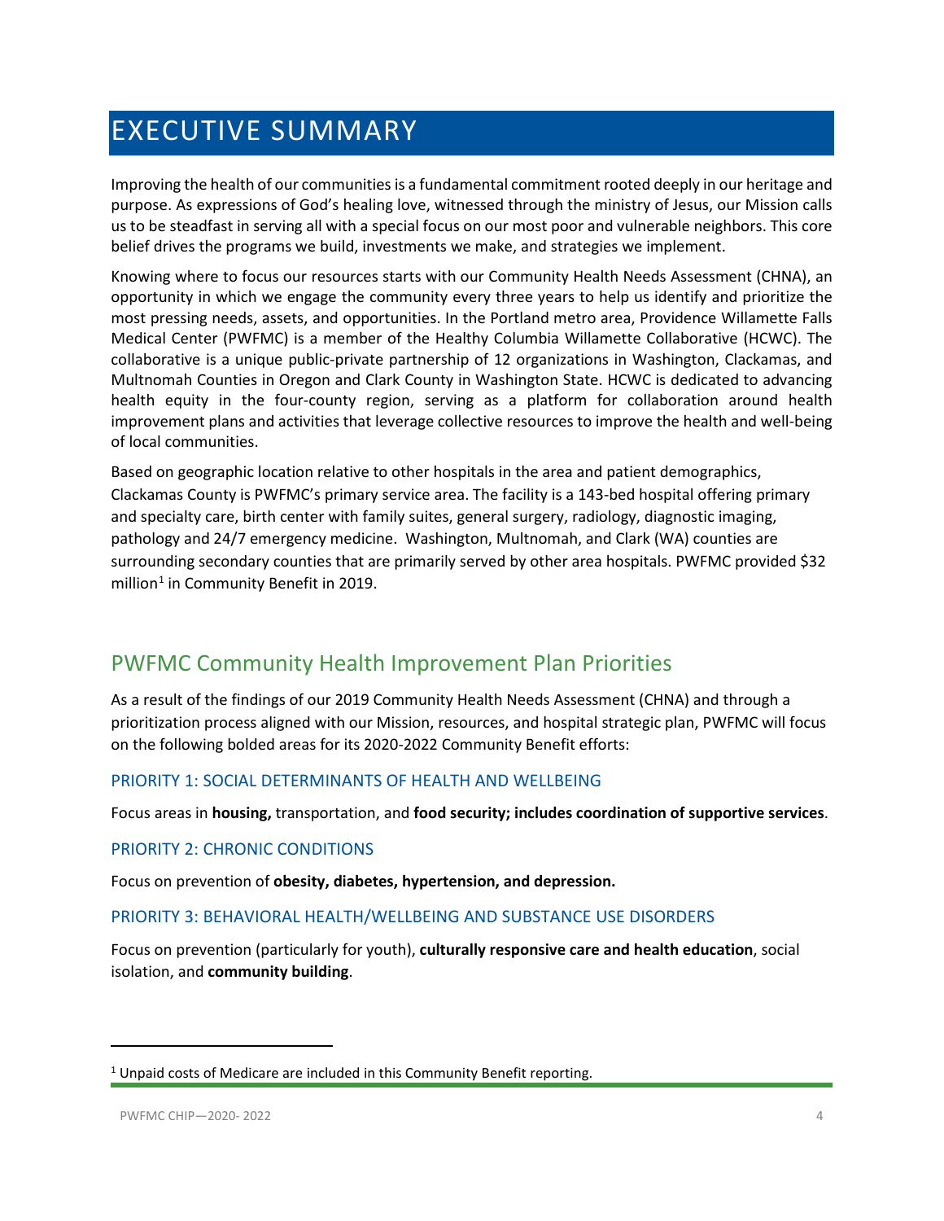# EXECUTIVE SUMMARY

Improving the health of our communities is a fundamental commitment rooted deeply in our heritage and purpose. As expressions of God's healing love, witnessed through the ministry of Jesus, our Mission calls us to be steadfast in serving all with a special focus on our most poor and vulnerable neighbors. This core belief drives the programs we build, investments we make, and strategies we implement.

Knowing where to focus our resources starts with our Community Health Needs Assessment (CHNA), an opportunity in which we engage the community every three years to help us identify and prioritize the most pressing needs, assets, and opportunities. In the Portland metro area, Providence Willamette Falls Medical Center (PWFMC) is a member of the Healthy Columbia Willamette Collaborative (HCWC). The collaborative is a unique public-private partnership of 12 organizations in Washington, Clackamas, and Multnomah Counties in Oregon and Clark County in Washington State. HCWC is dedicated to advancing health equity in the four-county region, serving as a platform for collaboration around health improvement plans and activities that leverage collective resources to improve the health and well-being of local communities.

Based on geographic location relative to other hospitals in the area and patient demographics, Clackamas County is PWFMC's primary service area. The facility is a 143-bed hospital offering primary and specialty care, birth center with family suites, general surgery, radiology, diagnostic imaging, pathology and 24/7 emergency medicine. Washington, Multnomah, and Clark (WA) counties are surrounding secondary counties that are primarily served by other area hospitals. PWFMC provided $32 million[1] in Community Benefit in 2019.

## PWFMC Community Health Improvement Plan Priorities

As a result of the findings of our 2019 Community Health Needs Assessment (CHNA) and through a prioritization process aligned with our Mission, resources, and hospital strategic plan, PWFMC will focus on the following bolded areas for its 2020-2022 Community Benefit efforts:

### PRIORITY 1: SOCIAL DETERMINANTS OF HEALTH AND WELLBEING

Focus areas in **housing,** transportation, and **food security; includes coordination of supportive services**.

### PRIORITY 2: CHRONIC CONDITIONS

Focus on prevention of **obesity, diabetes, hypertension, and depression.**

### PRIORITY 3: BEHAVIORAL HEALTH/WELLBEING AND SUBSTANCE USE DISORDERS

Focus on prevention (particularly for youth), **culturally responsive care and health education**, social isolation, and **community building**.

---

[1] Unpaid costs of Medicare are included in this Community Benefit reporting.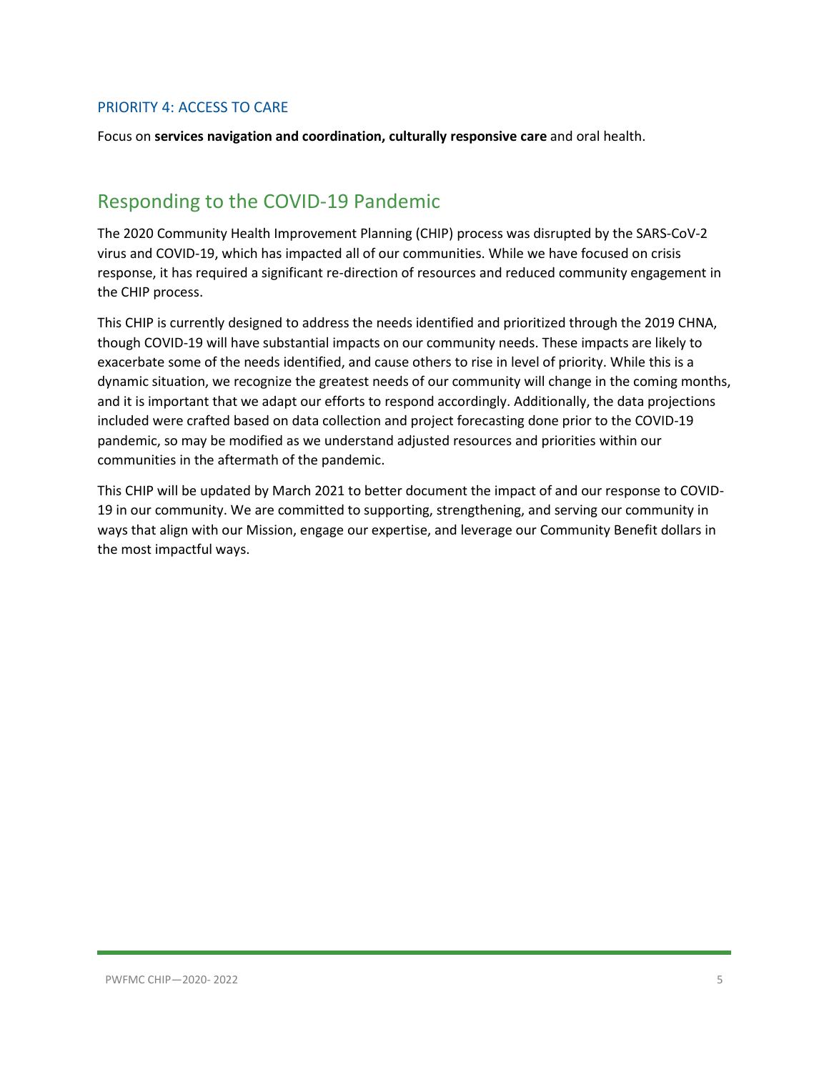### PRIORITY 4: ACCESS TO CARE

Focus on **services navigation and coordination, culturally responsive care** and oral health.

## Responding to the COVID-19 Pandemic

The 2020 Community Health Improvement Planning (CHIP) process was disrupted by the SARS-CoV-2 virus and COVID-19, which has impacted all of our communities. While we have focused on crisis response, it has required a significant re-direction of resources and reduced community engagement in the CHIP process.

This CHIP is currently designed to address the needs identified and prioritized through the 2019 CHNA, though COVID-19 will have substantial impacts on our community needs. These impacts are likely to exacerbate some of the needs identified, and cause others to rise in level of priority. While this is a dynamic situation, we recognize the greatest needs of our community will change in the coming months, and it is important that we adapt our efforts to respond accordingly. Additionally, the data projections included were crafted based on data collection and project forecasting done prior to the COVID-19 pandemic, so may be modified as we understand adjusted resources and priorities within our communities in the aftermath of the pandemic.

This CHIP will be updated by March 2021 to better document the impact of and our response to COVID-19 in our community. We are committed to supporting, strengthening, and serving our community in ways that align with our Mission, engage our expertise, and leverage our Community Benefit dollars in the most impactful ways.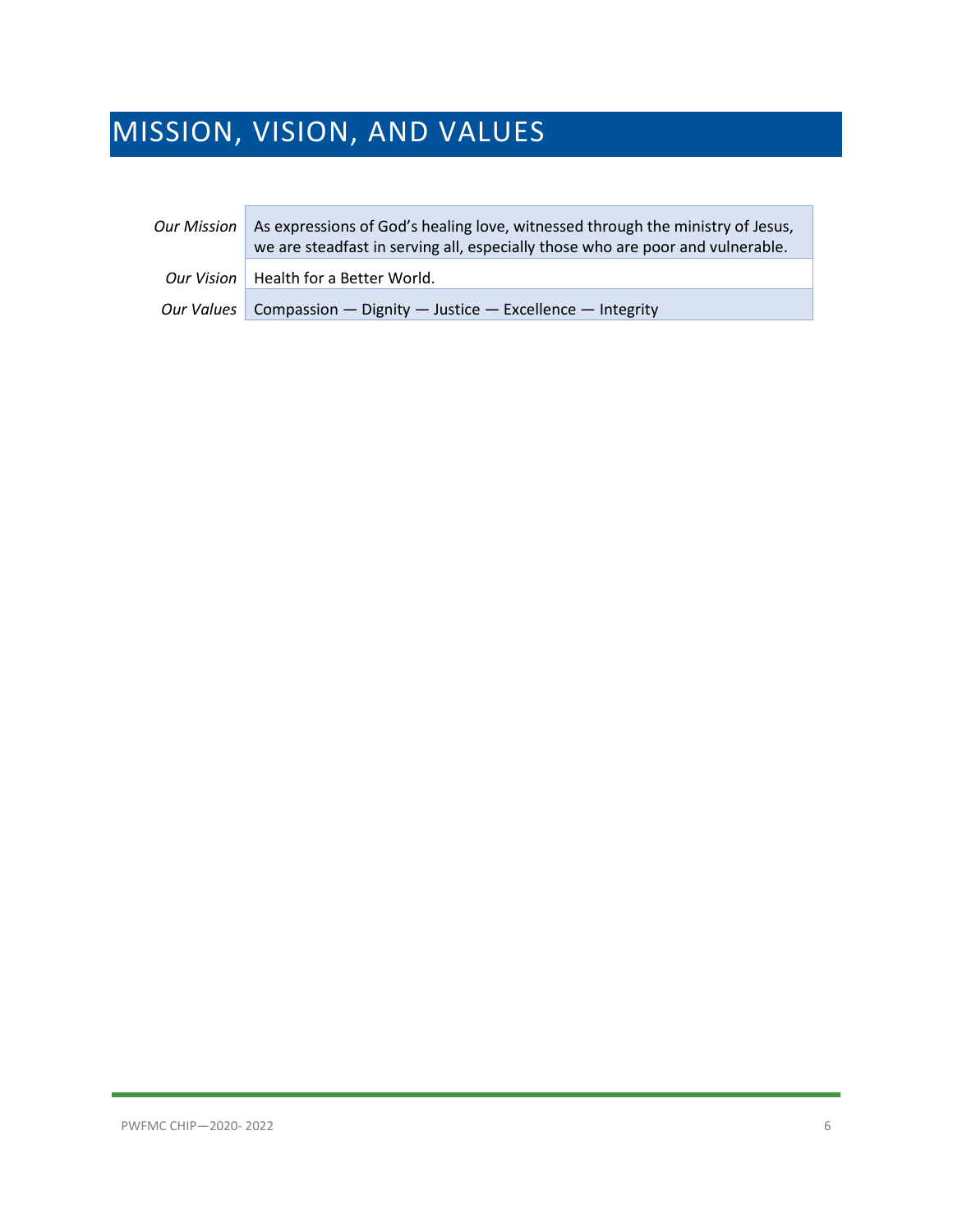# MISSION, VISION, AND VALUES

| | |
|---|---|
| *Our Mission* | As expressions of God's healing love, witnessed through the ministry of Jesus, we are steadfast in serving all, especially those who are poor and vulnerable. |
| *Our Vision* | Health for a Better World. |
| *Our Values* | Compassion — Dignity — Justice — Excellence — Integrity |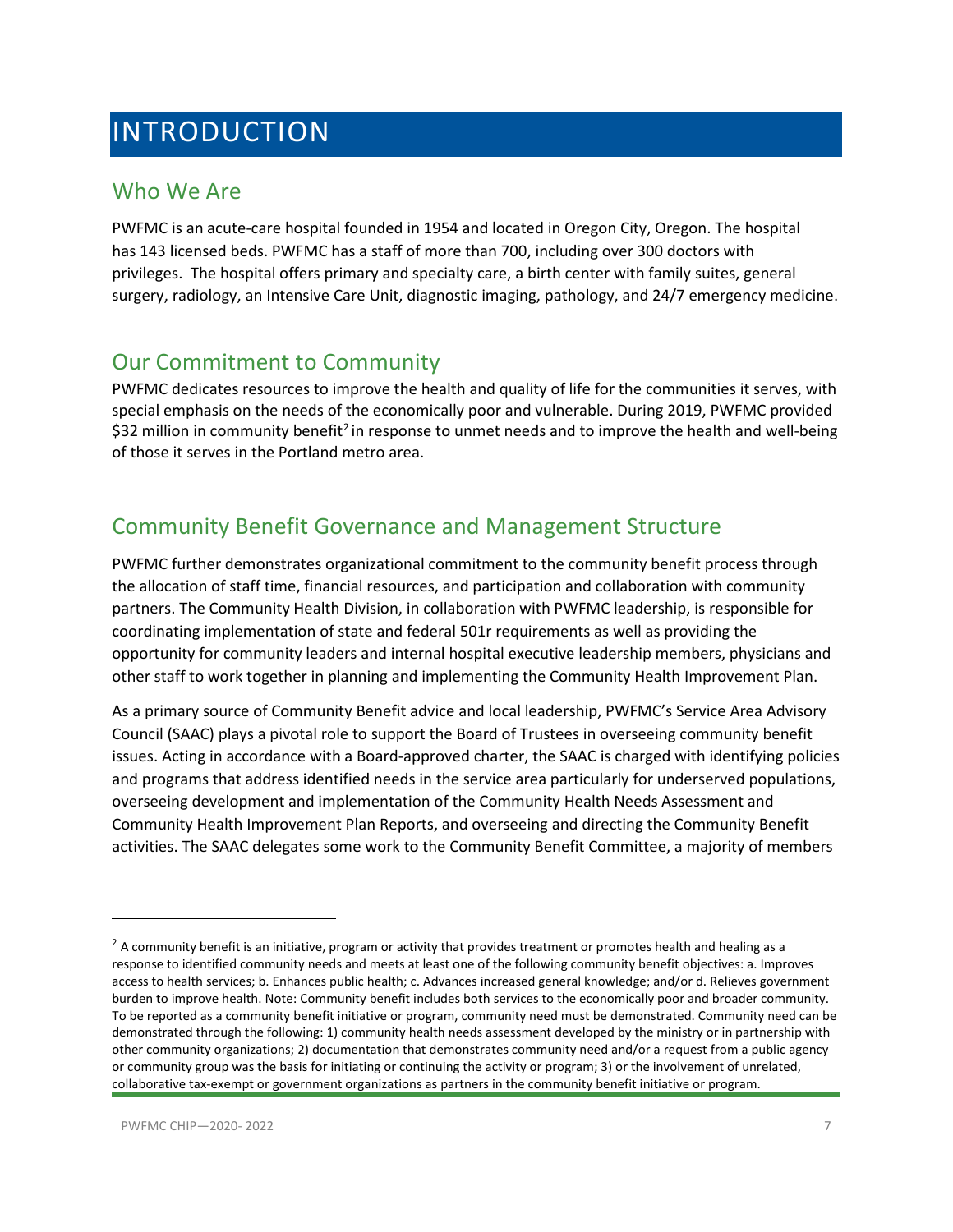# INTRODUCTION

## Who We Are

PWFMC is an acute-care hospital founded in 1954 and located in Oregon City, Oregon. The hospital has 143 licensed beds. PWFMC has a staff of more than 700, including over 300 doctors with privileges. The hospital offers primary and specialty care, a birth center with family suites, general surgery, radiology, an Intensive Care Unit, diagnostic imaging, pathology, and 24/7 emergency medicine.

## Our Commitment to Community

PWFMC dedicates resources to improve the health and quality of life for the communities it serves, with special emphasis on the needs of the economically poor and vulnerable. During 2019, PWFMC provided $32 million in community benefit[2] in response to unmet needs and to improve the health and well-being of those it serves in the Portland metro area.

## Community Benefit Governance and Management Structure

PWFMC further demonstrates organizational commitment to the community benefit process through the allocation of staff time, financial resources, and participation and collaboration with community partners. The Community Health Division, in collaboration with PWFMC leadership, is responsible for coordinating implementation of state and federal 501r requirements as well as providing the opportunity for community leaders and internal hospital executive leadership members, physicians and other staff to work together in planning and implementing the Community Health Improvement Plan.

As a primary source of Community Benefit advice and local leadership, PWFMC's Service Area Advisory Council (SAAC) plays a pivotal role to support the Board of Trustees in overseeing community benefit issues. Acting in accordance with a Board-approved charter, the SAAC is charged with identifying policies and programs that address identified needs in the service area particularly for underserved populations, overseeing development and implementation of the Community Health Needs Assessment and Community Health Improvement Plan Reports, and overseeing and directing the Community Benefit activities. The SAAC delegates some work to the Community Benefit Committee, a majority of members

---

[2] A community benefit is an initiative, program or activity that provides treatment or promotes health and healing as a response to identified community needs and meets at least one of the following community benefit objectives: a. Improves access to health services; b. Enhances public health; c. Advances increased general knowledge; and/or d. Relieves government burden to improve health. Note: Community benefit includes both services to the economically poor and broader community. To be reported as a community benefit initiative or program, community need must be demonstrated. Community need can be demonstrated through the following: 1) community health needs assessment developed by the ministry or in partnership with other community organizations; 2) documentation that demonstrates community need and/or a request from a public agency or community group was the basis for initiating or continuing the activity or program; 3) or the involvement of unrelated, collaborative tax-exempt or government organizations as partners in the community benefit initiative or program.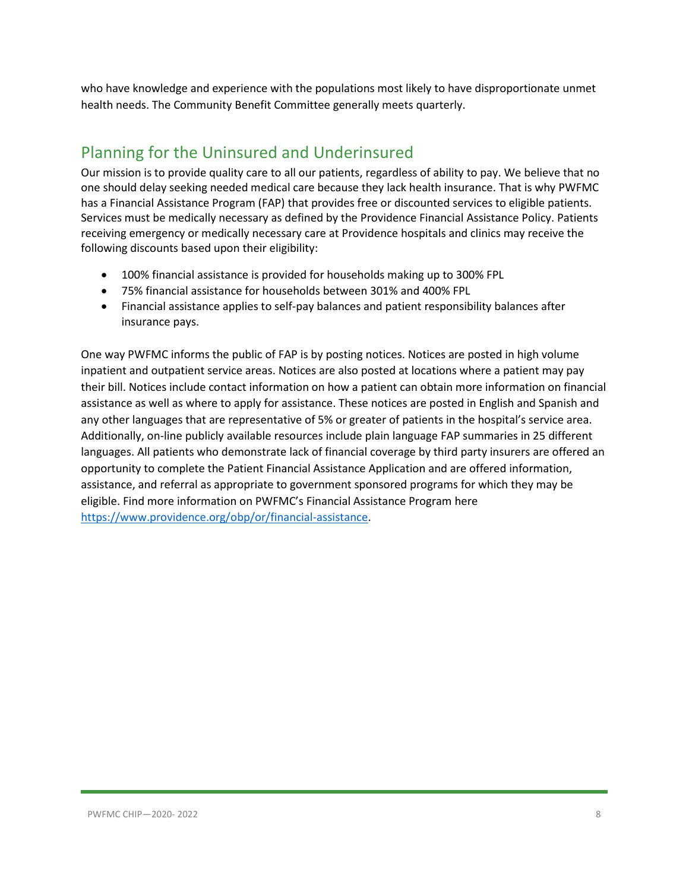who have knowledge and experience with the populations most likely to have disproportionate unmet health needs. The Community Benefit Committee generally meets quarterly.

## Planning for the Uninsured and Underinsured

Our mission is to provide quality care to all our patients, regardless of ability to pay. We believe that no one should delay seeking needed medical care because they lack health insurance. That is why PWFMC has a Financial Assistance Program (FAP) that provides free or discounted services to eligible patients. Services must be medically necessary as defined by the Providence Financial Assistance Policy. Patients receiving emergency or medically necessary care at Providence hospitals and clinics may receive the following discounts based upon their eligibility:

- 100% financial assistance is provided for households making up to 300% FPL
- 75% financial assistance for households between 301% and 400% FPL
- Financial assistance applies to self-pay balances and patient responsibility balances after insurance pays.

One way PWFMC informs the public of FAP is by posting notices. Notices are posted in high volume inpatient and outpatient service areas. Notices are also posted at locations where a patient may pay their bill. Notices include contact information on how a patient can obtain more information on financial assistance as well as where to apply for assistance. These notices are posted in English and Spanish and any other languages that are representative of 5% or greater of patients in the hospital's service area. Additionally, on-line publicly available resources include plain language FAP summaries in 25 different languages. All patients who demonstrate lack of financial coverage by third party insurers are offered an opportunity to complete the Patient Financial Assistance Application and are offered information, assistance, and referral as appropriate to government sponsored programs for which they may be eligible. Find more information on PWFMC's Financial Assistance Program here [https://www.providence.org/obp/or/financial-assistance](https://www.providence.org/obp/or/financial-assistance).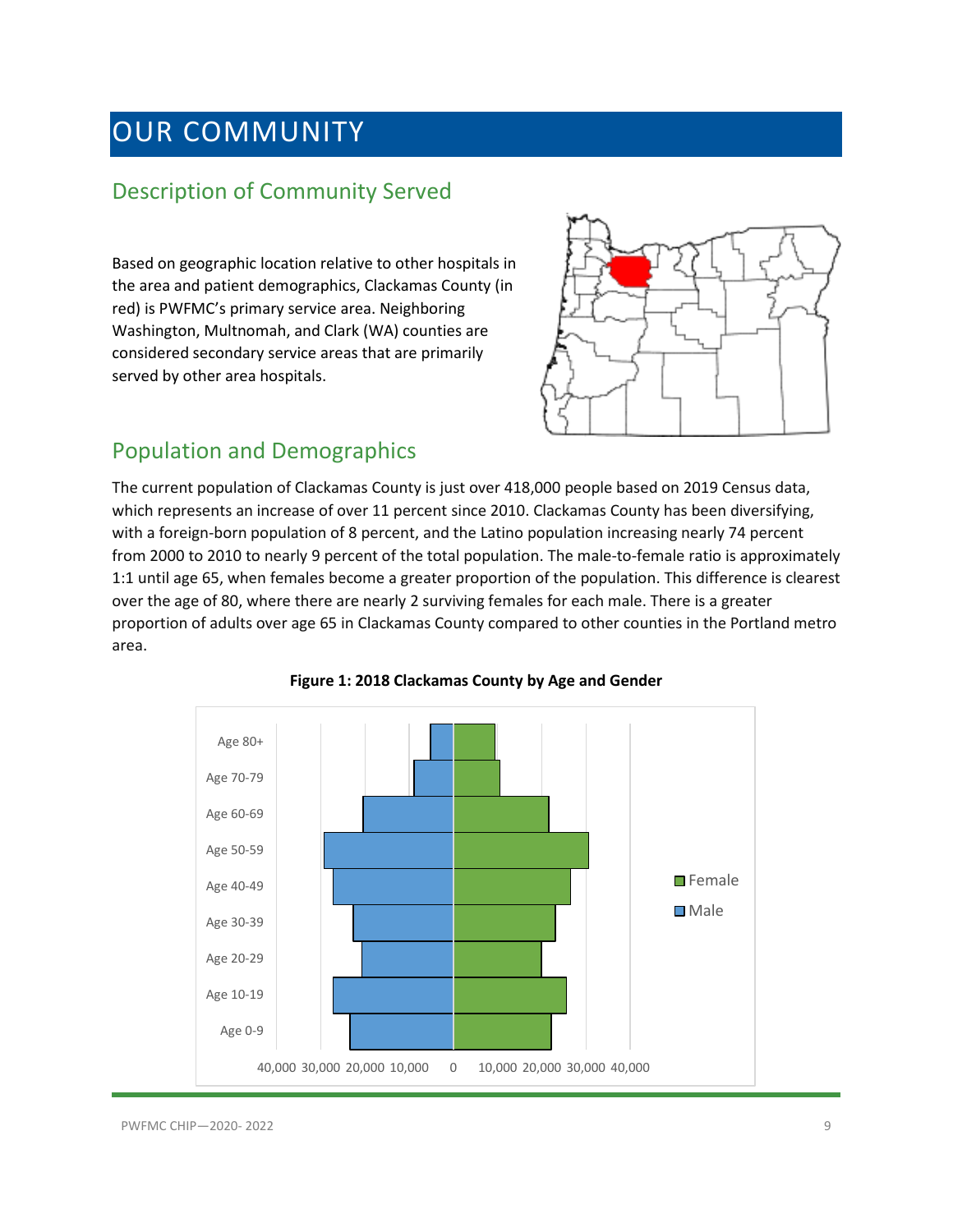# OUR COMMUNITY

## Description of Community Served

Based on geographic location relative to other hospitals in the area and patient demographics, Clackamas County (in red) is PWFMC's primary service area. Neighboring Washington, Multnomah, and Clark (WA) counties are considered secondary service areas that are primarily served by other area hospitals.

## Population and Demographics

The current population of Clackamas County is just over 418,000 people based on 2019 Census data, which represents an increase of over 11 percent since 2010. Clackamas County has been diversifying, with a foreign-born population of 8 percent, and the Latino population increasing nearly 74 percent from 2000 to 2010 to nearly 9 percent of the total population. The male-to-female ratio is approximately 1:1 until age 65, when females become a greater proportion of the population. This difference is clearest over the age of 80, where there are nearly 2 surviving females for each male. There is a greater proportion of adults over age 65 in Clackamas County compared to other counties in the Portland metro area.

**Figure 1: 2018 Clackamas County by Age and Gender**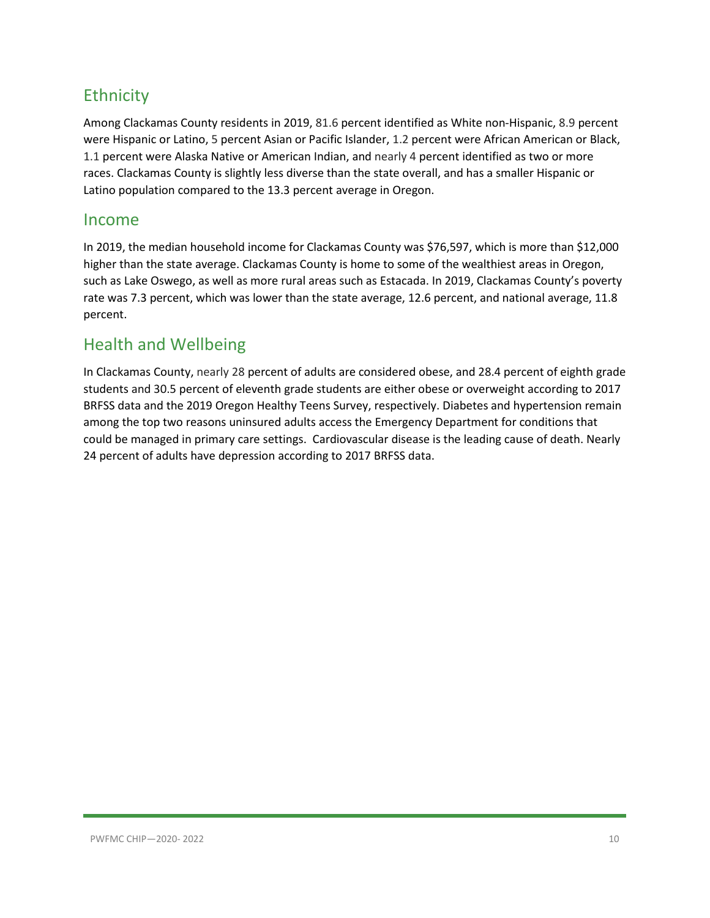## Ethnicity

Among Clackamas County residents in 2019, 81.6 percent identified as White non-Hispanic, 8.9 percent were Hispanic or Latino, 5 percent Asian or Pacific Islander, 1.2 percent were African American or Black, 1.1 percent were Alaska Native or American Indian, and nearly 4 percent identified as two or more races. Clackamas County is slightly less diverse than the state overall, and has a smaller Hispanic or Latino population compared to the 13.3 percent average in Oregon.

## Income

In 2019, the median household income for Clackamas County was $76,597, which is more than $12,000 higher than the state average. Clackamas County is home to some of the wealthiest areas in Oregon, such as Lake Oswego, as well as more rural areas such as Estacada. In 2019, Clackamas County's poverty rate was 7.3 percent, which was lower than the state average, 12.6 percent, and national average, 11.8 percent.

## Health and Wellbeing

In Clackamas County, nearly 28 percent of adults are considered obese, and 28.4 percent of eighth grade students and 30.5 percent of eleventh grade students are either obese or overweight according to 2017 BRFSS data and the 2019 Oregon Healthy Teens Survey, respectively. Diabetes and hypertension remain among the top two reasons uninsured adults access the Emergency Department for conditions that could be managed in primary care settings. Cardiovascular disease is the leading cause of death. Nearly 24 percent of adults have depression according to 2017 BRFSS data.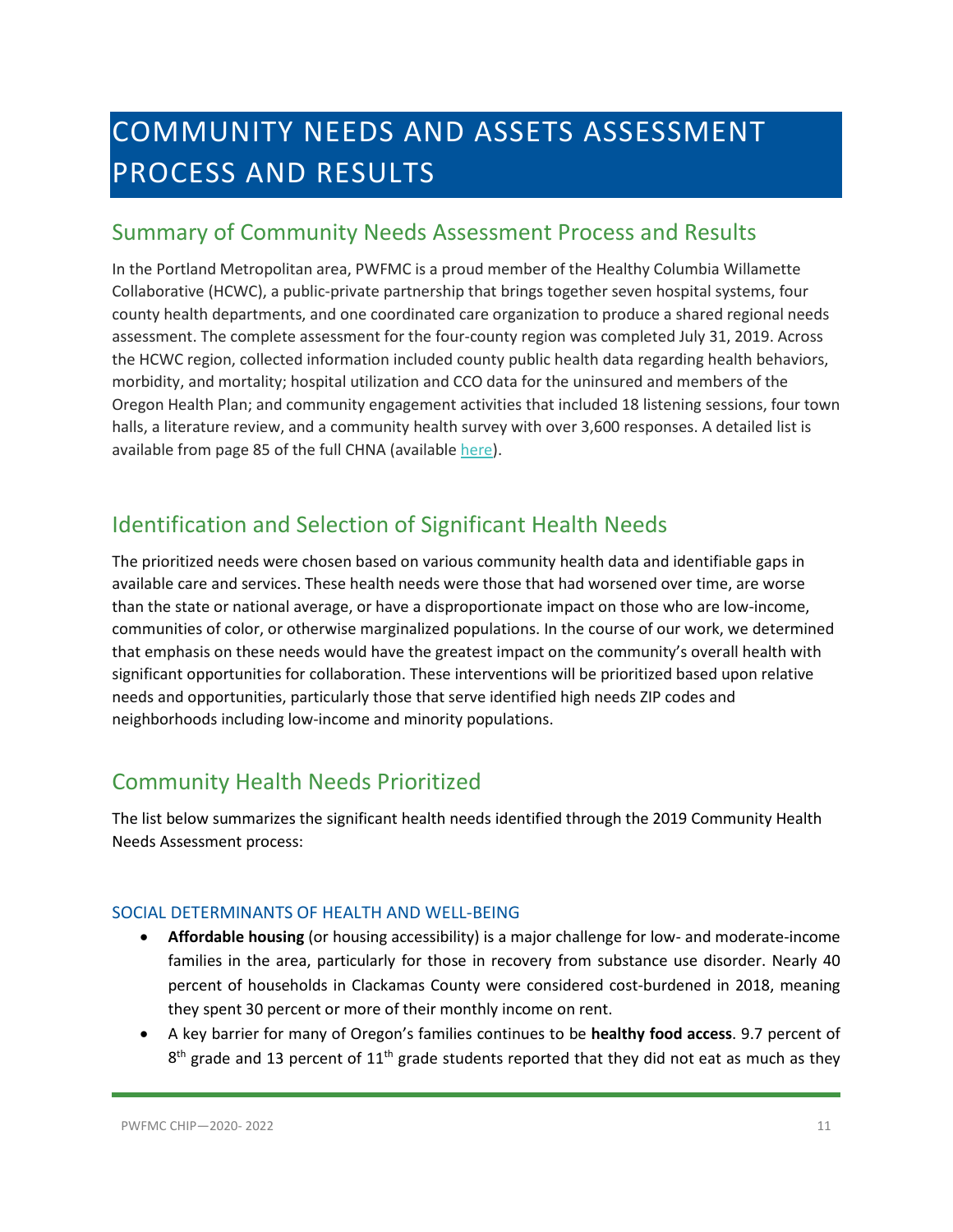# COMMUNITY NEEDS AND ASSETS ASSESSMENT PROCESS AND RESULTS

## Summary of Community Needs Assessment Process and Results

In the Portland Metropolitan area, PWFMC is a proud member of the Healthy Columbia Willamette Collaborative (HCWC), a public-private partnership that brings together seven hospital systems, four county health departments, and one coordinated care organization to produce a shared regional needs assessment. The complete assessment for the four-county region was completed July 31, 2019. Across the HCWC region, collected information included county public health data regarding health behaviors, morbidity, and mortality; hospital utilization and CCO data for the uninsured and members of the Oregon Health Plan; and community engagement activities that included 18 listening sessions, four town halls, a literature review, and a community health survey with over 3,600 responses. A detailed list is available from page 85 of the full CHNA (available here).

## Identification and Selection of Significant Health Needs

The prioritized needs were chosen based on various community health data and identifiable gaps in available care and services. These health needs were those that had worsened over time, are worse than the state or national average, or have a disproportionate impact on those who are low-income, communities of color, or otherwise marginalized populations. In the course of our work, we determined that emphasis on these needs would have the greatest impact on the community's overall health with significant opportunities for collaboration. These interventions will be prioritized based upon relative needs and opportunities, particularly those that serve identified high needs ZIP codes and neighborhoods including low-income and minority populations.

## Community Health Needs Prioritized

The list below summarizes the significant health needs identified through the 2019 Community Health Needs Assessment process:

### SOCIAL DETERMINANTS OF HEALTH AND WELL-BEING

- **Affordable housing** (or housing accessibility) is a major challenge for low- and moderate-income families in the area, particularly for those in recovery from substance use disorder. Nearly 40 percent of households in Clackamas County were considered cost-burdened in 2018, meaning they spent 30 percent or more of their monthly income on rent.
- A key barrier for many of Oregon's families continues to be **healthy food access**. 9.7 percent of 8th grade and 13 percent of 11th grade students reported that they did not eat as much as they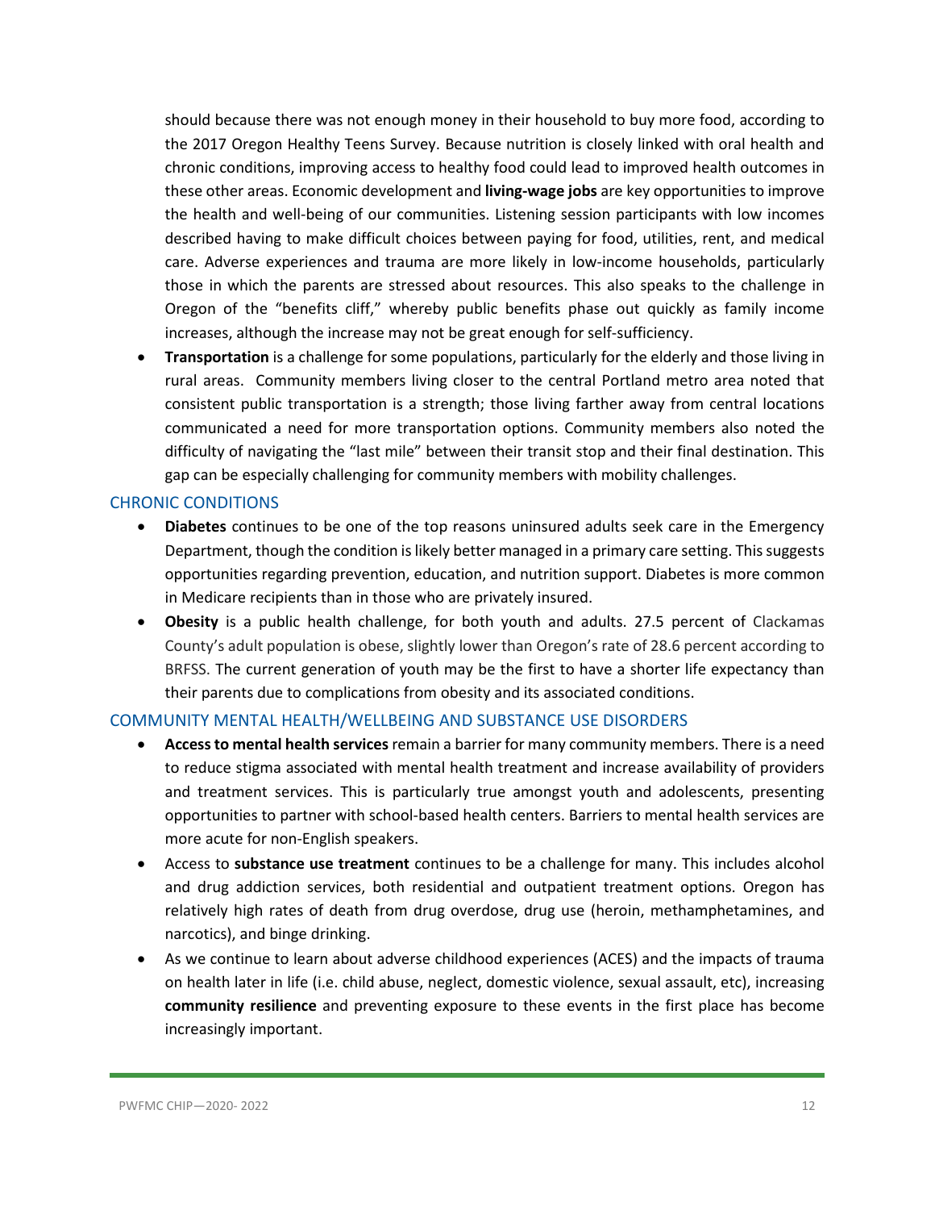should because there was not enough money in their household to buy more food, according to the 2017 Oregon Healthy Teens Survey. Because nutrition is closely linked with oral health and chronic conditions, improving access to healthy food could lead to improved health outcomes in these other areas. Economic development and **living-wage jobs** are key opportunities to improve the health and well-being of our communities. Listening session participants with low incomes described having to make difficult choices between paying for food, utilities, rent, and medical care. Adverse experiences and trauma are more likely in low-income households, particularly those in which the parents are stressed about resources. This also speaks to the challenge in Oregon of the "benefits cliff," whereby public benefits phase out quickly as family income increases, although the increase may not be great enough for self-sufficiency.

- **Transportation** is a challenge for some populations, particularly for the elderly and those living in rural areas. Community members living closer to the central Portland metro area noted that consistent public transportation is a strength; those living farther away from central locations communicated a need for more transportation options. Community members also noted the difficulty of navigating the "last mile" between their transit stop and their final destination. This gap can be especially challenging for community members with mobility challenges.

## CHRONIC CONDITIONS

- **Diabetes** continues to be one of the top reasons uninsured adults seek care in the Emergency Department, though the condition is likely better managed in a primary care setting. This suggests opportunities regarding prevention, education, and nutrition support. Diabetes is more common in Medicare recipients than in those who are privately insured.
- **Obesity** is a public health challenge, for both youth and adults. 27.5 percent of Clackamas County's adult population is obese, slightly lower than Oregon's rate of 28.6 percent according to BRFSS. The current generation of youth may be the first to have a shorter life expectancy than their parents due to complications from obesity and its associated conditions.

## COMMUNITY MENTAL HEALTH/WELLBEING AND SUBSTANCE USE DISORDERS

- **Access to mental health services** remain a barrier for many community members. There is a need to reduce stigma associated with mental health treatment and increase availability of providers and treatment services. This is particularly true amongst youth and adolescents, presenting opportunities to partner with school-based health centers. Barriers to mental health services are more acute for non-English speakers.
- Access to **substance use treatment** continues to be a challenge for many. This includes alcohol and drug addiction services, both residential and outpatient treatment options. Oregon has relatively high rates of death from drug overdose, drug use (heroin, methamphetamines, and narcotics), and binge drinking.
- As we continue to learn about adverse childhood experiences (ACES) and the impacts of trauma on health later in life (i.e. child abuse, neglect, domestic violence, sexual assault, etc), increasing **community resilience** and preventing exposure to these events in the first place has become increasingly important.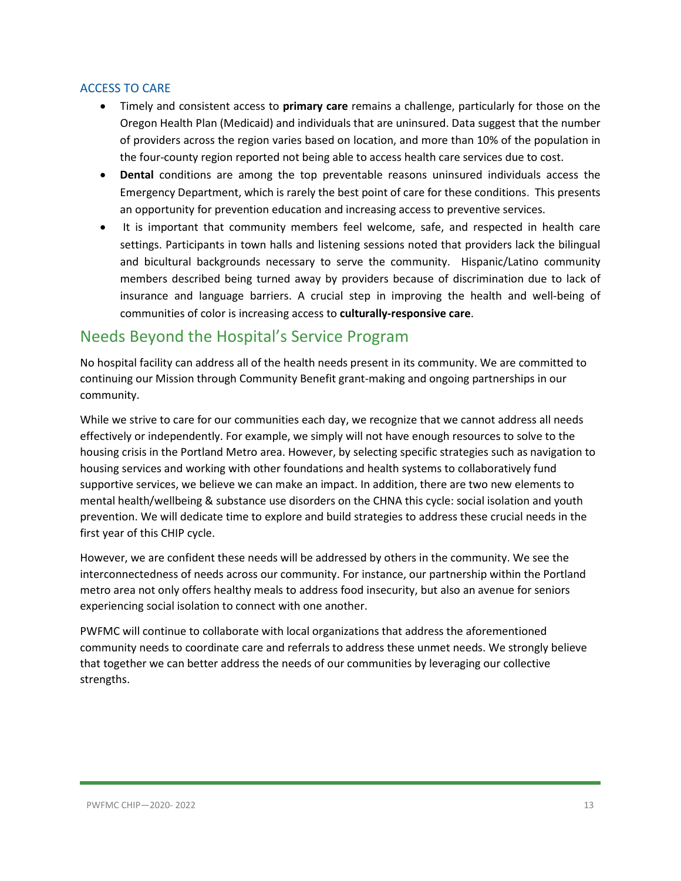### ACCESS TO CARE

- Timely and consistent access to **primary care** remains a challenge, particularly for those on the Oregon Health Plan (Medicaid) and individuals that are uninsured. Data suggest that the number of providers across the region varies based on location, and more than 10% of the population in the four-county region reported not being able to access health care services due to cost.
- **Dental** conditions are among the top preventable reasons uninsured individuals access the Emergency Department, which is rarely the best point of care for these conditions. This presents an opportunity for prevention education and increasing access to preventive services.
- It is important that community members feel welcome, safe, and respected in health care settings. Participants in town halls and listening sessions noted that providers lack the bilingual and bicultural backgrounds necessary to serve the community. Hispanic/Latino community members described being turned away by providers because of discrimination due to lack of insurance and language barriers. A crucial step in improving the health and well-being of communities of color is increasing access to **culturally-responsive care**.

## Needs Beyond the Hospital's Service Program

No hospital facility can address all of the health needs present in its community. We are committed to continuing our Mission through Community Benefit grant-making and ongoing partnerships in our community.

While we strive to care for our communities each day, we recognize that we cannot address all needs effectively or independently. For example, we simply will not have enough resources to solve to the housing crisis in the Portland Metro area. However, by selecting specific strategies such as navigation to housing services and working with other foundations and health systems to collaboratively fund supportive services, we believe we can make an impact. In addition, there are two new elements to mental health/wellbeing & substance use disorders on the CHNA this cycle: social isolation and youth prevention. We will dedicate time to explore and build strategies to address these crucial needs in the first year of this CHIP cycle.

However, we are confident these needs will be addressed by others in the community. We see the interconnectedness of needs across our community. For instance, our partnership within the Portland metro area not only offers healthy meals to address food insecurity, but also an avenue for seniors experiencing social isolation to connect with one another.

PWFMC will continue to collaborate with local organizations that address the aforementioned community needs to coordinate care and referrals to address these unmet needs. We strongly believe that together we can better address the needs of our communities by leveraging our collective strengths.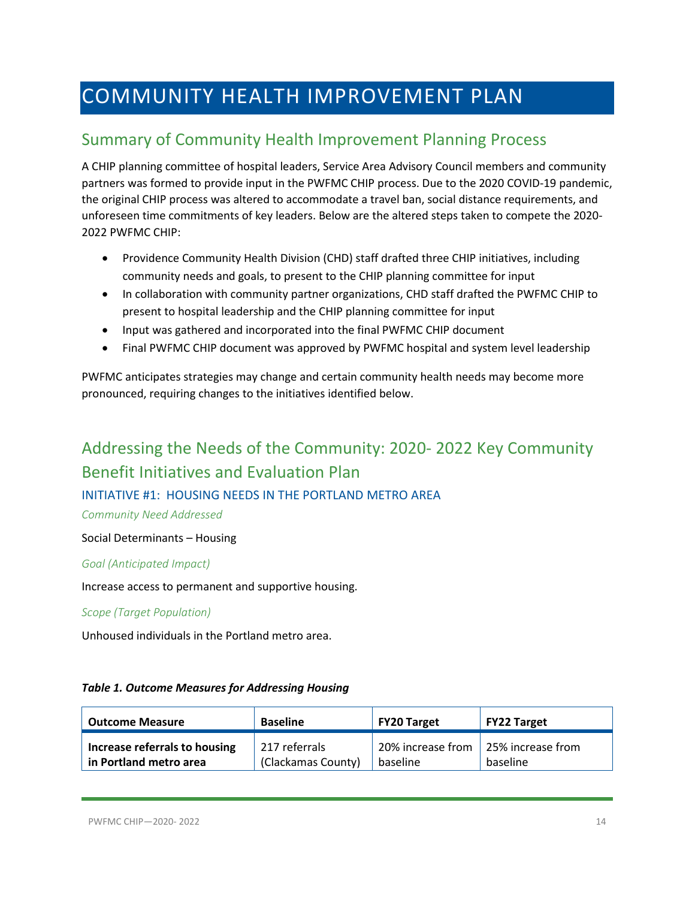# COMMUNITY HEALTH IMPROVEMENT PLAN

## Summary of Community Health Improvement Planning Process

A CHIP planning committee of hospital leaders, Service Area Advisory Council members and community partners was formed to provide input in the PWFMC CHIP process. Due to the 2020 COVID-19 pandemic, the original CHIP process was altered to accommodate a travel ban, social distance requirements, and unforeseen time commitments of key leaders. Below are the altered steps taken to compete the 2020-2022 PWFMC CHIP:

- Providence Community Health Division (CHD) staff drafted three CHIP initiatives, including community needs and goals, to present to the CHIP planning committee for input
- In collaboration with community partner organizations, CHD staff drafted the PWFMC CHIP to present to hospital leadership and the CHIP planning committee for input
- Input was gathered and incorporated into the final PWFMC CHIP document
- Final PWFMC CHIP document was approved by PWFMC hospital and system level leadership

PWFMC anticipates strategies may change and certain community health needs may become more pronounced, requiring changes to the initiatives identified below.

## Addressing the Needs of the Community: 2020- 2022 Key Community Benefit Initiatives and Evaluation Plan

### INITIATIVE #1: HOUSING NEEDS IN THE PORTLAND METRO AREA

*Community Need Addressed*

Social Determinants – Housing

*Goal (Anticipated Impact)*

Increase access to permanent and supportive housing.

*Scope (Target Population)*

Unhoused individuals in the Portland metro area.

***Table 1. Outcome Measures for Addressing Housing***

| Outcome Measure | Baseline | FY20 Target | FY22 Target |
|---|---|---|---|
| **Increase referrals to housing in Portland metro area** | 217 referrals (Clackamas County) | 20% increase from baseline | 25% increase from baseline |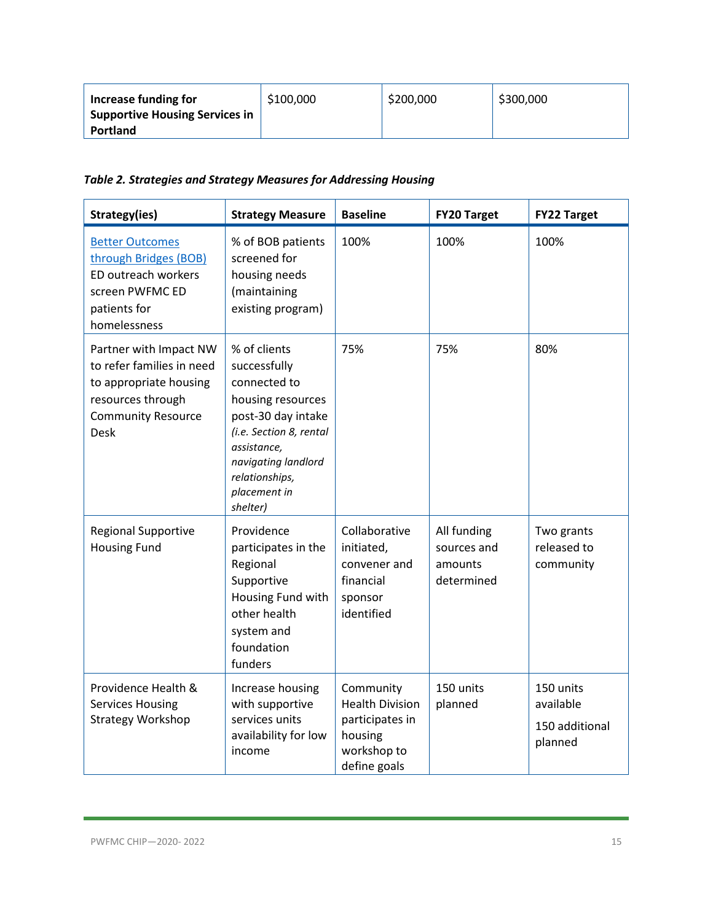| **Increase funding for Supportive Housing Services in Portland** | $100,000 | $200,000 | $300,000 |
|---|---|---|---|

***Table 2. Strategies and Strategy Measures for Addressing Housing***

| Strategy(ies) | Strategy Measure | Baseline | FY20 Target | FY22 Target |
|---|---|---|---|---|
| [Better Outcomes through Bridges (BOB)] ED outreach workers screen PWFMC ED patients for homelessness | % of BOB patients screened for housing needs (maintaining existing program) | 100% | 100% | 100% |
| Partner with Impact NW to refer families in need to appropriate housing resources through Community Resource Desk | % of clients successfully connected to housing resources post-30 day intake *(i.e. Section 8, rental assistance, navigating landlord relationships, placement in shelter)* | 75% | 75% | 80% |
| Regional Supportive Housing Fund | Providence participates in the Regional Supportive Housing Fund with other health system and foundation funders | Collaborative initiated, convener and financial sponsor identified | All funding sources and amounts determined | Two grants released to community |
| Providence Health & Services Housing Strategy Workshop | Increase housing with supportive services units availability for low income | Community Health Division participates in housing workshop to define goals | 150 units planned | 150 units available<br><br>150 additional planned |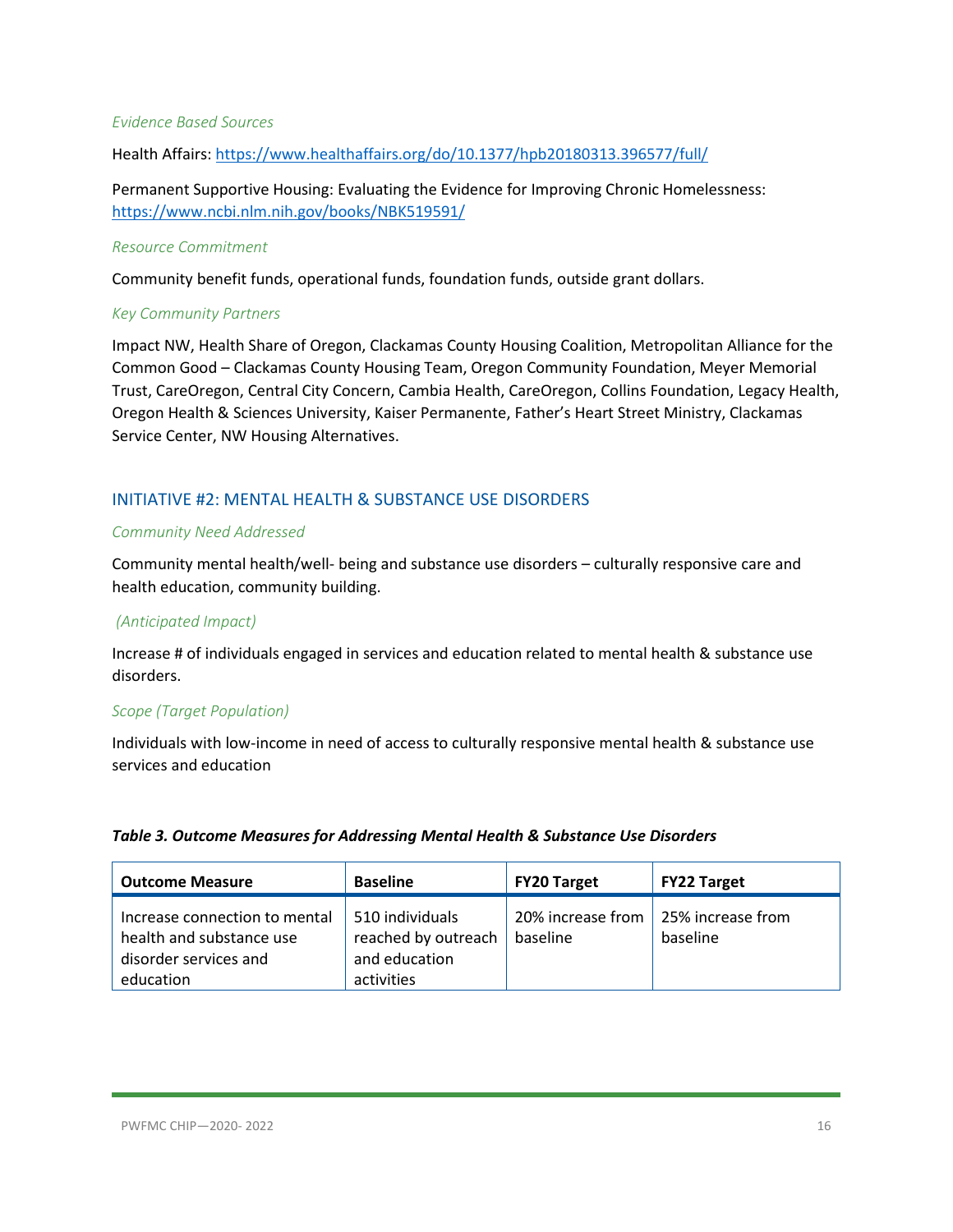*Evidence Based Sources*

Health Affairs: https://www.healthaffairs.org/do/10.1377/hpb20180313.396577/full/

Permanent Supportive Housing: Evaluating the Evidence for Improving Chronic Homelessness: https://www.ncbi.nlm.nih.gov/books/NBK519591/

*Resource Commitment*

Community benefit funds, operational funds, foundation funds, outside grant dollars.

*Key Community Partners*

Impact NW, Health Share of Oregon, Clackamas County Housing Coalition, Metropolitan Alliance for the Common Good – Clackamas County Housing Team, Oregon Community Foundation, Meyer Memorial Trust, CareOregon, Central City Concern, Cambia Health, CareOregon, Collins Foundation, Legacy Health, Oregon Health & Sciences University, Kaiser Permanente, Father's Heart Street Ministry, Clackamas Service Center, NW Housing Alternatives.

## INITIATIVE #2: MENTAL HEALTH & SUBSTANCE USE DISORDERS

*Community Need Addressed*

Community mental health/well- being and substance use disorders – culturally responsive care and health education, community building.

*(Anticipated Impact)*

Increase # of individuals engaged in services and education related to mental health & substance use disorders.

*Scope (Target Population)*

Individuals with low-income in need of access to culturally responsive mental health & substance use services and education

***Table 3. Outcome Measures for Addressing Mental Health & Substance Use Disorders***

| Outcome Measure | Baseline | FY20 Target | FY22 Target |
|---|---|---|---|
| Increase connection to mental health and substance use disorder services and education | 510 individuals reached by outreach and education activities | 20% increase from baseline | 25% increase from baseline |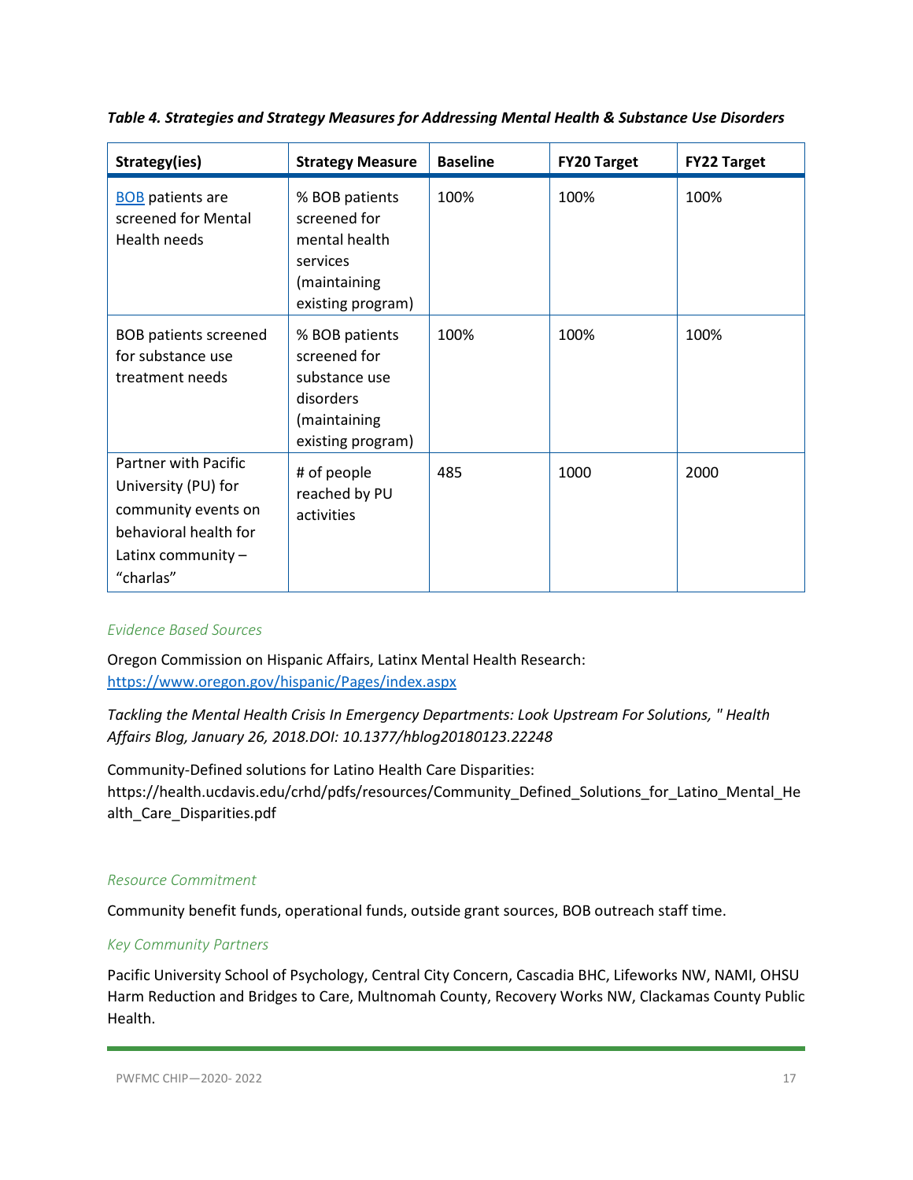*Table 4. Strategies and Strategy Measures for Addressing Mental Health & Substance Use Disorders*

| Strategy(ies) | Strategy Measure | Baseline | FY20 Target | FY22 Target |
|---|---|---|---|---|
| BOB patients are screened for Mental Health needs | % BOB patients screened for mental health services (maintaining existing program) | 100% | 100% | 100% |
| BOB patients screened for substance use treatment needs | % BOB patients screened for substance use disorders (maintaining existing program) | 100% | 100% | 100% |
| Partner with Pacific University (PU) for community events on behavioral health for Latinx community – "charlas" | # of people reached by PU activities | 485 | 1000 | 2000 |

*Evidence Based Sources*

Oregon Commission on Hispanic Affairs, Latinx Mental Health Research: https://www.oregon.gov/hispanic/Pages/index.aspx

*Tackling the Mental Health Crisis In Emergency Departments: Look Upstream For Solutions, " Health Affairs Blog, January 26, 2018.DOI: 10.1377/hblog20180123.22248*

Community-Defined solutions for Latino Health Care Disparities: https://health.ucdavis.edu/crhd/pdfs/resources/Community_Defined_Solutions_for_Latino_Mental_Health_Care_Disparities.pdf

*Resource Commitment*

Community benefit funds, operational funds, outside grant sources, BOB outreach staff time.

*Key Community Partners*

Pacific University School of Psychology, Central City Concern, Cascadia BHC, Lifeworks NW, NAMI, OHSU Harm Reduction and Bridges to Care, Multnomah County, Recovery Works NW, Clackamas County Public Health.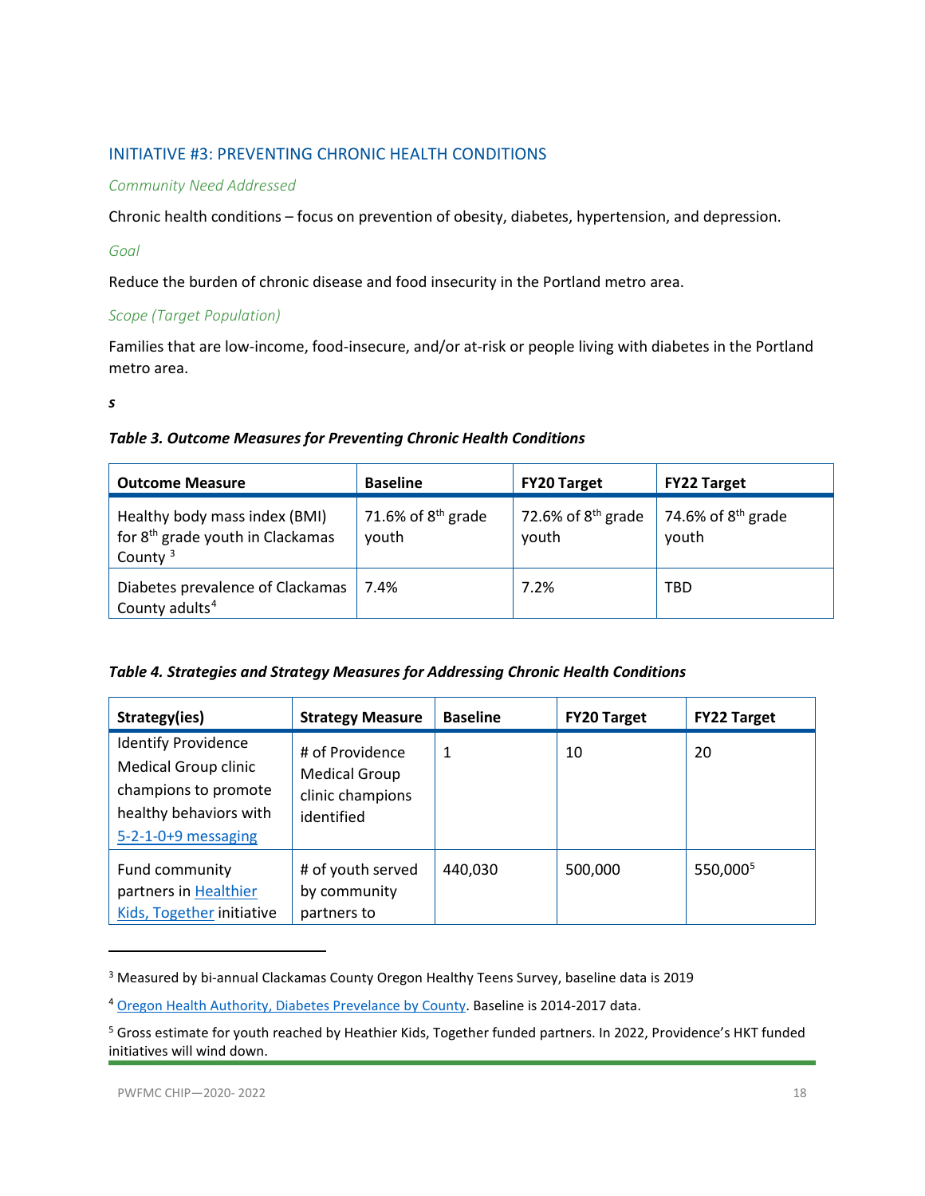### INITIATIVE #3: PREVENTING CHRONIC HEALTH CONDITIONS

*Community Need Addressed*

Chronic health conditions – focus on prevention of obesity, diabetes, hypertension, and depression.

*Goal*

Reduce the burden of chronic disease and food insecurity in the Portland metro area.

*Scope (Target Population)*

Families that are low-income, food-insecure, and/or at-risk or people living with diabetes in the Portland metro area.

***s***

***Table 3. Outcome Measures for Preventing Chronic Health Conditions***

| Outcome Measure | Baseline | FY20 Target | FY22 Target |
|---|---|---|---|
| Healthy body mass index (BMI) for 8th grade youth in Clackamas County [3] | 71.6% of 8th grade youth | 72.6% of 8th grade youth | 74.6% of 8th grade youth |
| Diabetes prevalence of Clackamas County adults[4] | 7.4% | 7.2% | TBD |

***Table 4. Strategies and Strategy Measures for Addressing Chronic Health Conditions***

| Strategy(ies) | Strategy Measure | Baseline | FY20 Target | FY22 Target |
|---|---|---|---|---|
| Identify Providence Medical Group clinic champions to promote healthy behaviors with 5-2-1-0+9 messaging | # of Providence Medical Group clinic champions identified | 1 | 10 | 20 |
| Fund community partners in Healthier Kids, Together initiative | # of youth served by community partners to | 440,030 | 500,000 | 550,000[5] |

---

[3] Measured by bi-annual Clackamas County Oregon Healthy Teens Survey, baseline data is 2019

[4] Oregon Health Authority, Diabetes Prevelance by County. Baseline is 2014-2017 data.

[5] Gross estimate for youth reached by Heathier Kids, Together funded partners. In 2022, Providence's HKT funded initiatives will wind down.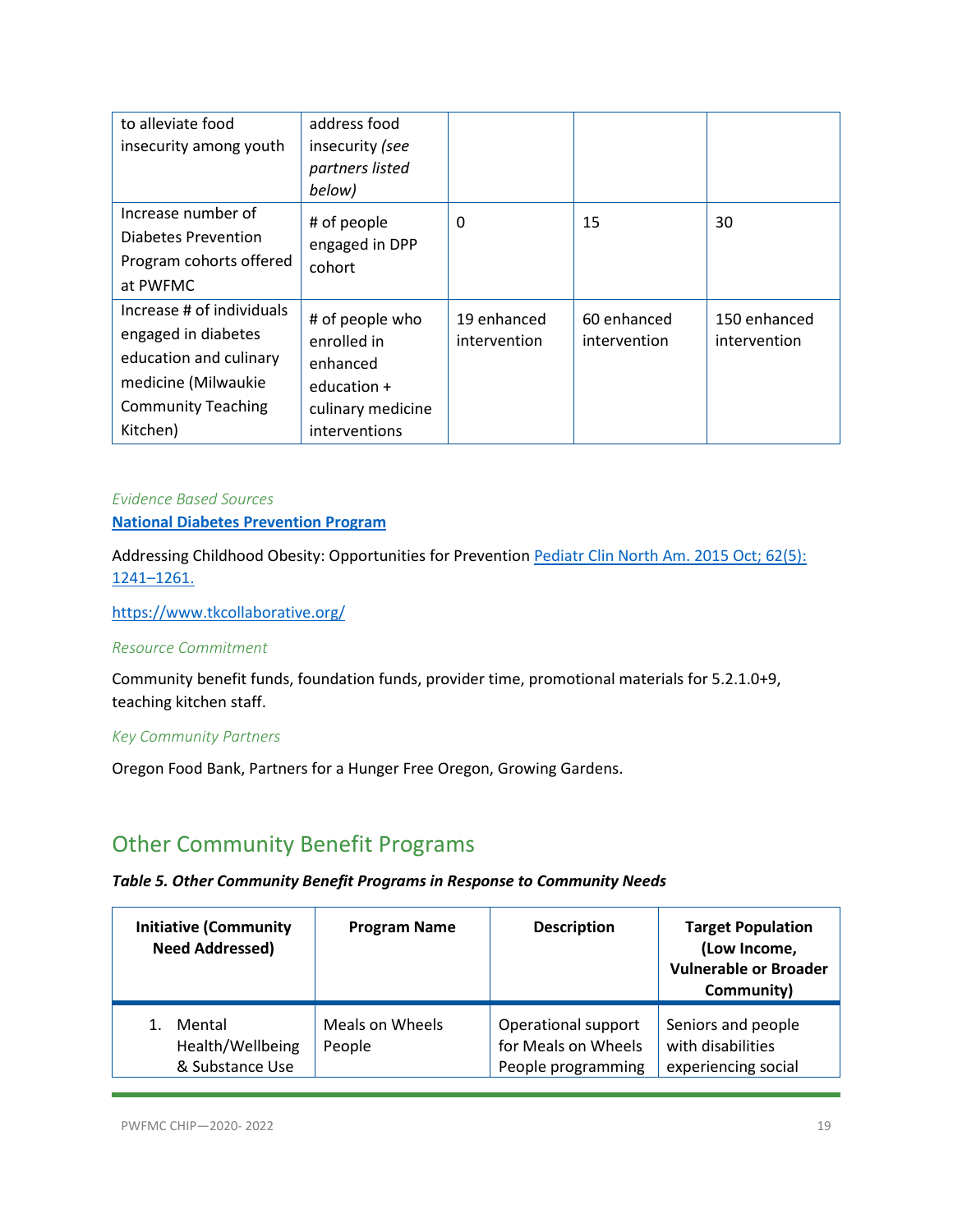| to alleviate food insecurity among youth | address food insecurity *(see partners listed below)* | | | |
|---|---|---|---|---|
| Increase number of Diabetes Prevention Program cohorts offered at PWFMC | # of people engaged in DPP cohort | 0 | 15 | 30 |
| Increase # of individuals engaged in diabetes education and culinary medicine (Milwaukie Community Teaching Kitchen) | # of people who enrolled in enhanced education + culinary medicine interventions | 19 enhanced intervention | 60 enhanced intervention | 150 enhanced intervention |

*Evidence Based Sources*

**National Diabetes Prevention Program**

Addressing Childhood Obesity: Opportunities for Prevention Pediatr Clin North Am. 2015 Oct; 62(5): 1241–1261.

https://www.tkcollaborative.org/

*Resource Commitment*

Community benefit funds, foundation funds, provider time, promotional materials for 5.2.1.0+9, teaching kitchen staff.

*Key Community Partners*

Oregon Food Bank, Partners for a Hunger Free Oregon, Growing Gardens.

## Other Community Benefit Programs

***Table 5. Other Community Benefit Programs in Response to Community Needs***

| Initiative (Community Need Addressed) | Program Name | Description | Target Population (Low Income, Vulnerable or Broader Community) |
|---|---|---|---|
| 1. Mental Health/Wellbeing & Substance Use | Meals on Wheels People | Operational support for Meals on Wheels People programming | Seniors and people with disabilities experiencing social |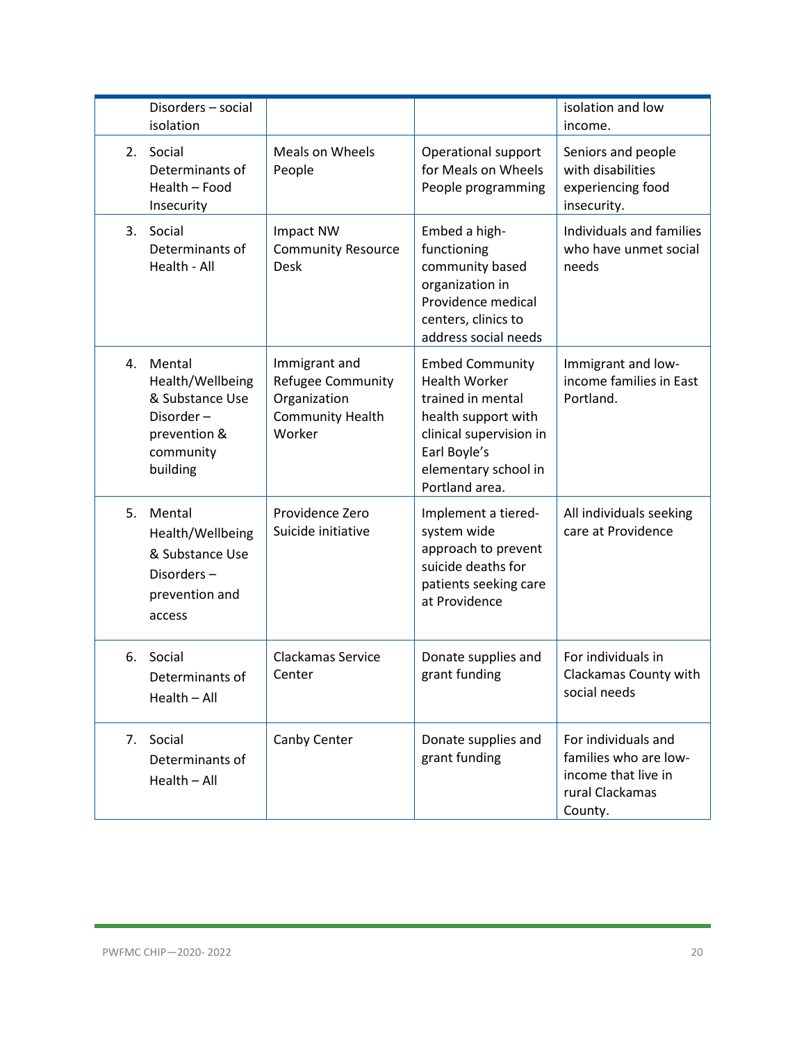| | | | |
|---|---|---|---|
| Disorders – social isolation | | | isolation and low income. |
| 2. Social Determinants of Health – Food Insecurity | Meals on Wheels People | Operational support for Meals on Wheels People programming | Seniors and people with disabilities experiencing food insecurity. |
| 3. Social Determinants of Health - All | Impact NW Community Resource Desk | Embed a high-functioning community based organization in Providence medical centers, clinics to address social needs | Individuals and families who have unmet social needs |
| 4. Mental Health/Wellbeing & Substance Use Disorder – prevention & community building | Immigrant and Refugee Community Organization Community Health Worker | Embed Community Health Worker trained in mental health support with clinical supervision in Earl Boyle's elementary school in Portland area. | Immigrant and low-income families in East Portland. |
| 5. Mental Health/Wellbeing & Substance Use Disorders – prevention and access | Providence Zero Suicide initiative | Implement a tiered-system wide approach to prevent suicide deaths for patients seeking care at Providence | All individuals seeking care at Providence |
| 6. Social Determinants of Health – All | Clackamas Service Center | Donate supplies and grant funding | For individuals in Clackamas County with social needs |
| 7. Social Determinants of Health – All | Canby Center | Donate supplies and grant funding | For individuals and families who are low-income that live in rural Clackamas County. |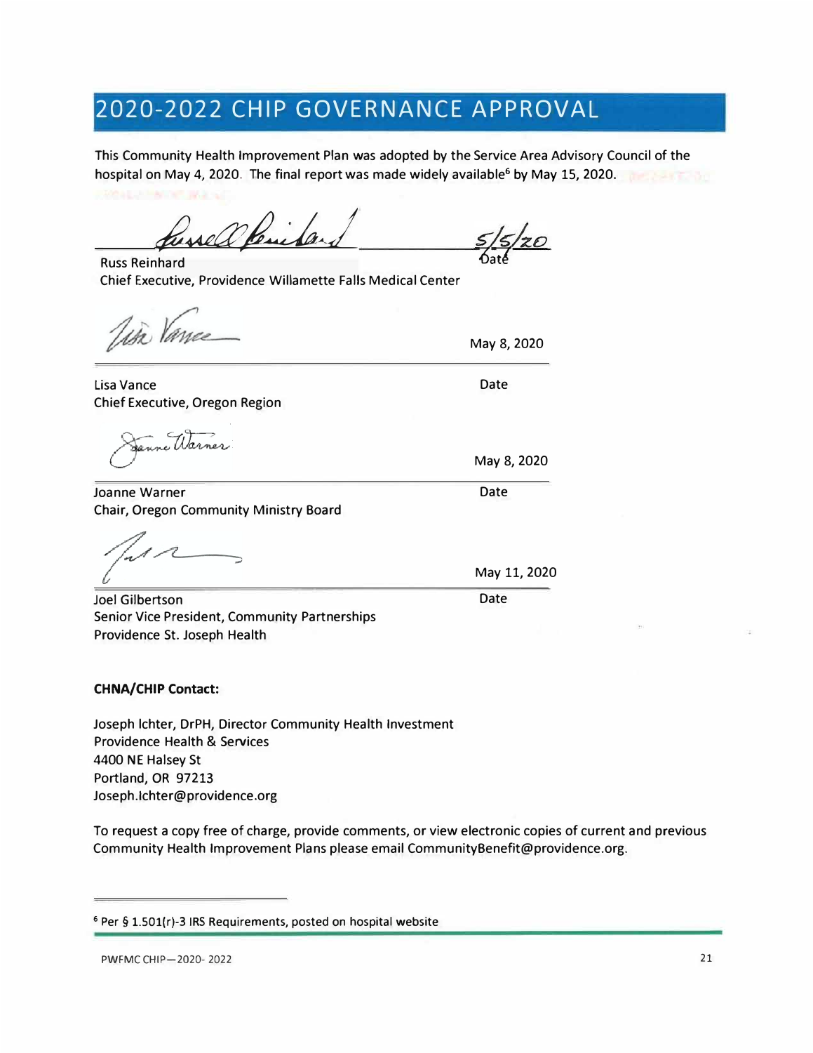# 2020-2022 CHIP GOVERNANCE APPROVAL

This Community Health Improvement Plan was adopted by the Service Area Advisory Council of the hospital on May 4, 2020. The final report was made widely available[6] by May 15, 2020.

5/5/20

Russ Reinhard
Chief Executive, Providence Willamette Falls Medical Center

Date

May 8, 2020

Lisa Vance
Chief Executive, Oregon Region

Date

May 8, 2020

Joanne Warner
Chair, Oregon Community Ministry Board

Date

May 11, 2020

Joel Gilbertson
Senior Vice President, Community Partnerships
Providence St. Joseph Health

Date

**CHNA/CHIP Contact:**

Joseph Ichter, DrPH, Director Community Health Investment
Providence Health & Services
4400 NE Halsey St
Portland, OR 97213
Joseph.Ichter@providence.org

To request a copy free of charge, provide comments, or view electronic copies of current and previous Community Health Improvement Plans please email CommunityBenefit@providence.org.

---

[6] Per § 1.501(r)-3 IRS Requirements, posted on hospital website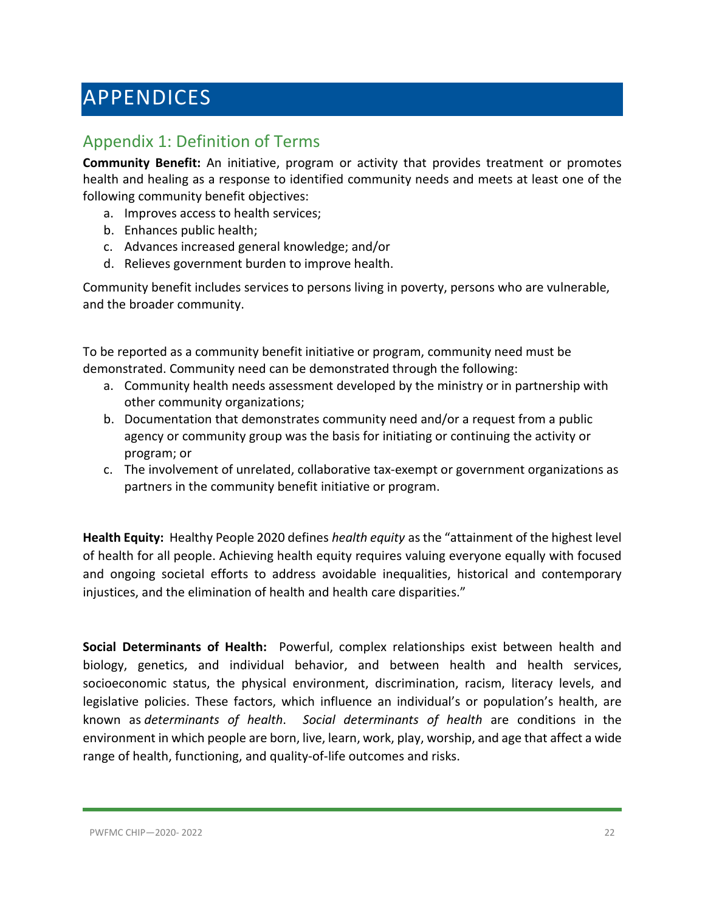# APPENDICES

## Appendix 1: Definition of Terms

**Community Benefit:** An initiative, program or activity that provides treatment or promotes health and healing as a response to identified community needs and meets at least one of the following community benefit objectives:

a. Improves access to health services;
b. Enhances public health;
c. Advances increased general knowledge; and/or
d. Relieves government burden to improve health.

Community benefit includes services to persons living in poverty, persons who are vulnerable, and the broader community.

To be reported as a community benefit initiative or program, community need must be demonstrated. Community need can be demonstrated through the following:

a. Community health needs assessment developed by the ministry or in partnership with other community organizations;
b. Documentation that demonstrates community need and/or a request from a public agency or community group was the basis for initiating or continuing the activity or program; or
c. The involvement of unrelated, collaborative tax-exempt or government organizations as partners in the community benefit initiative or program.

**Health Equity:** Healthy People 2020 defines *health equity* as the "attainment of the highest level of health for all people. Achieving health equity requires valuing everyone equally with focused and ongoing societal efforts to address avoidable inequalities, historical and contemporary injustices, and the elimination of health and health care disparities."

**Social Determinants of Health:** Powerful, complex relationships exist between health and biology, genetics, and individual behavior, and between health and health services, socioeconomic status, the physical environment, discrimination, racism, literacy levels, and legislative policies. These factors, which influence an individual's or population's health, are known as *determinants of health*. *Social determinants of health* are conditions in the environment in which people are born, live, learn, work, play, worship, and age that affect a wide range of health, functioning, and quality-of-life outcomes and risks.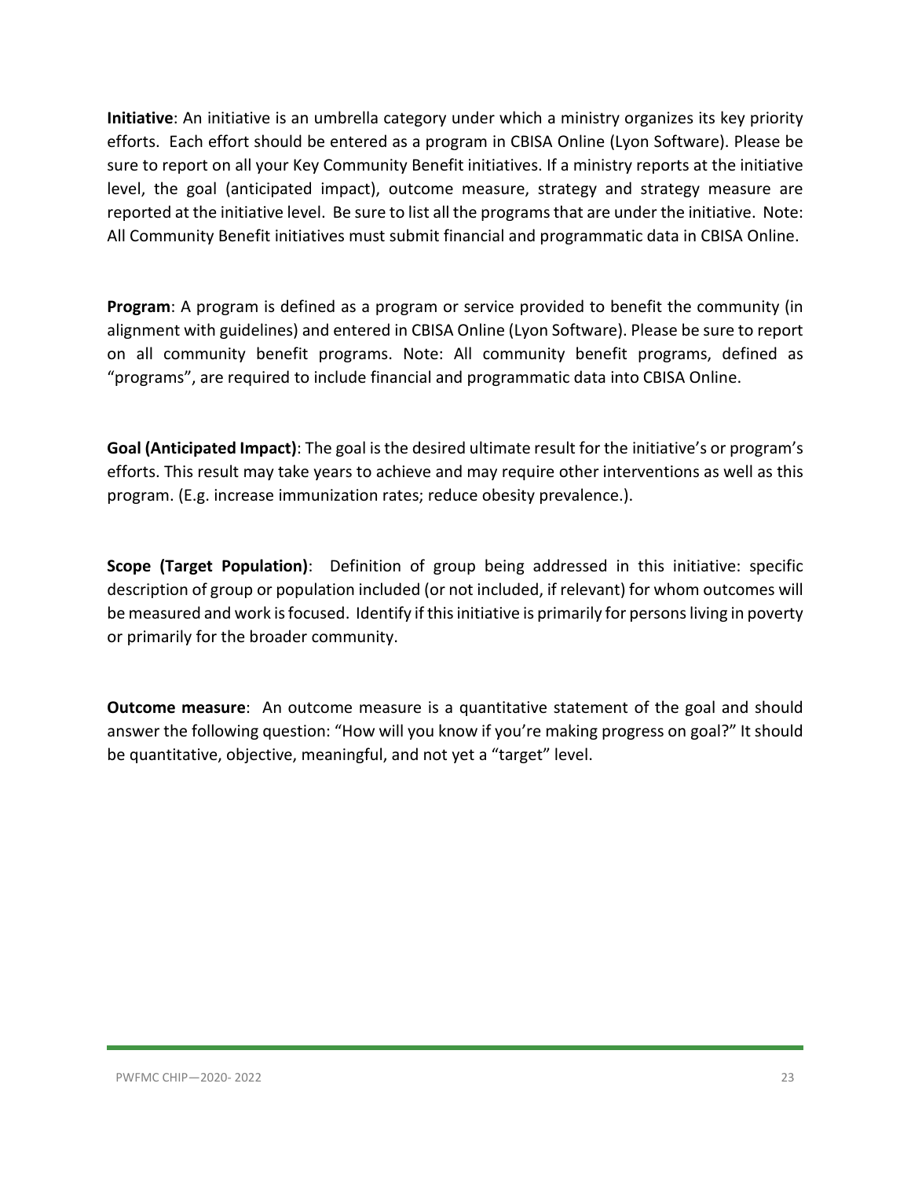**Initiative**: An initiative is an umbrella category under which a ministry organizes its key priority efforts. Each effort should be entered as a program in CBISA Online (Lyon Software). Please be sure to report on all your Key Community Benefit initiatives. If a ministry reports at the initiative level, the goal (anticipated impact), outcome measure, strategy and strategy measure are reported at the initiative level. Be sure to list all the programs that are under the initiative. Note: All Community Benefit initiatives must submit financial and programmatic data in CBISA Online.

**Program**: A program is defined as a program or service provided to benefit the community (in alignment with guidelines) and entered in CBISA Online (Lyon Software). Please be sure to report on all community benefit programs. Note: All community benefit programs, defined as "programs", are required to include financial and programmatic data into CBISA Online.

**Goal (Anticipated Impact)**: The goal is the desired ultimate result for the initiative's or program's efforts. This result may take years to achieve and may require other interventions as well as this program. (E.g. increase immunization rates; reduce obesity prevalence.).

**Scope (Target Population)**: Definition of group being addressed in this initiative: specific description of group or population included (or not included, if relevant) for whom outcomes will be measured and work is focused. Identify if this initiative is primarily for persons living in poverty or primarily for the broader community.

**Outcome measure**: An outcome measure is a quantitative statement of the goal and should answer the following question: "How will you know if you're making progress on goal?" It should be quantitative, objective, meaningful, and not yet a "target" level.